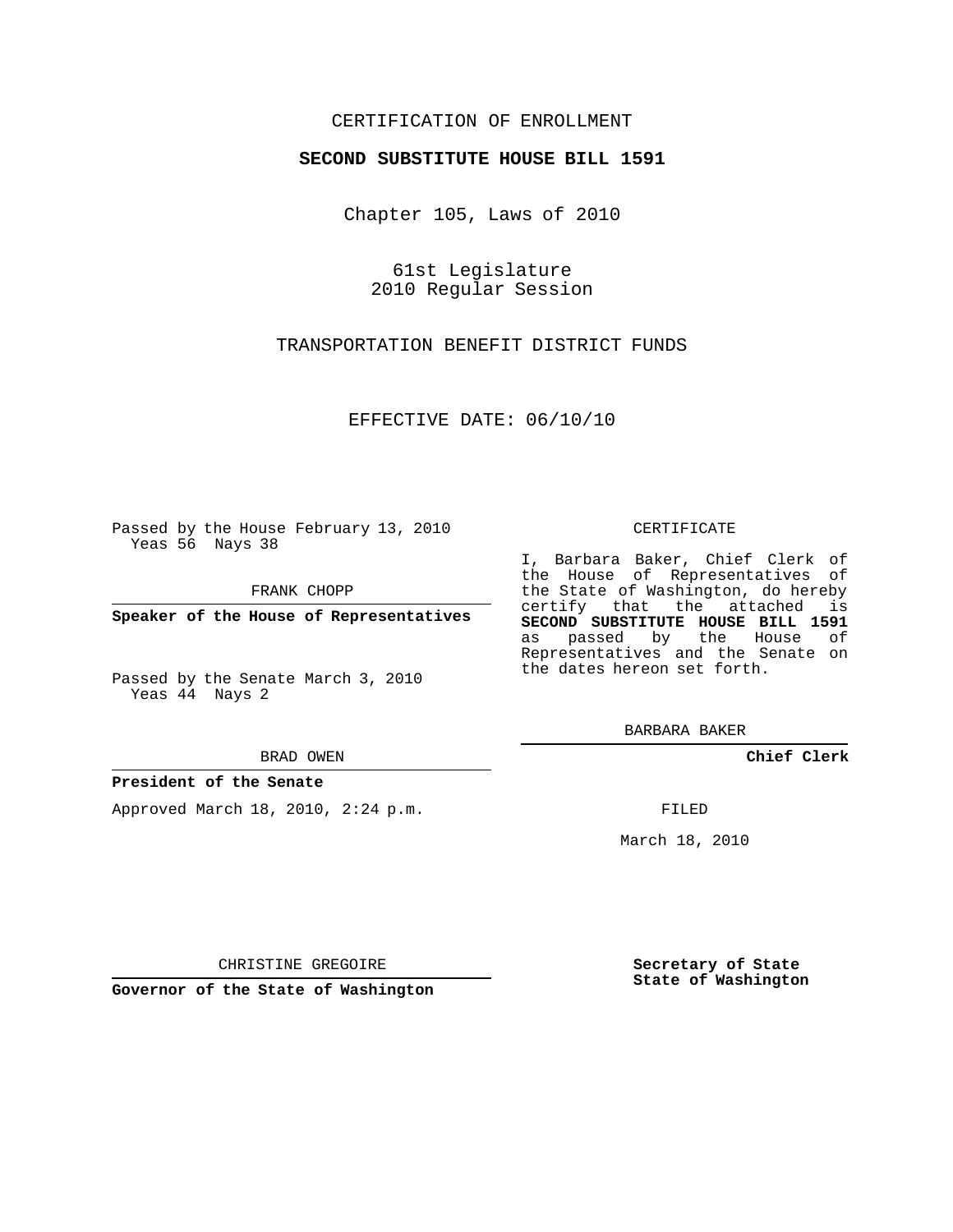CERTIFICATION OF ENROLLMENT

**SECOND SUBSTITUTE HOUSE BILL 1591**

Chapter 105, Laws of 2010

61st Legislature
2010 Regular Session

TRANSPORTATION BENEFIT DISTRICT FUNDS

EFFECTIVE DATE: 06/10/10

Passed by the House February 13, 2010
Yeas 56 Nays 38

FRANK CHOPP

**Speaker of the House of Representatives**

Passed by the Senate March 3, 2010
Yeas 44 Nays 2

BRAD OWEN

**President of the Senate**

Approved March 18, 2010, 2:24 p.m.

CHRISTINE GREGOIRE

**Governor of the State of Washington**

CERTIFICATE

I, Barbara Baker, Chief Clerk of the House of Representatives of the State of Washington, do hereby certify that the attached is **SECOND SUBSTITUTE HOUSE BILL 1591** as passed by the House of Representatives and the Senate on the dates hereon set forth.

BARBARA BAKER

**Chief Clerk**

FILED

March 18, 2010

**Secretary of State**
**State of Washington**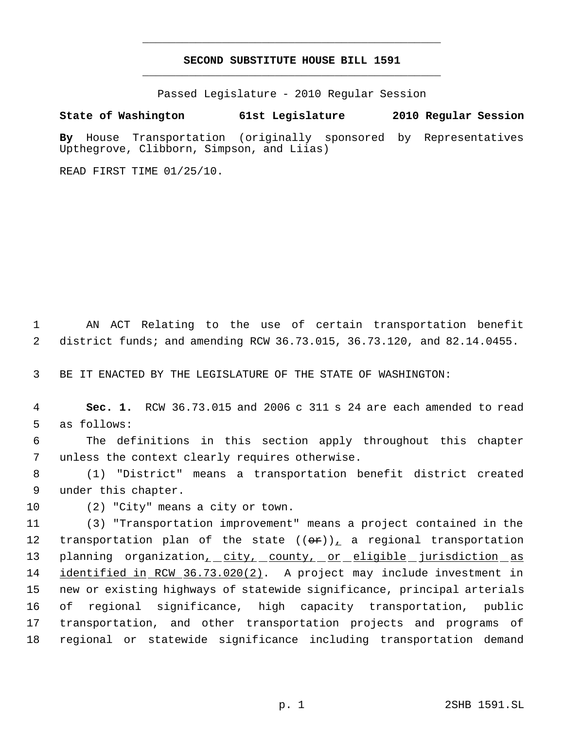# SECOND SUBSTITUTE HOUSE BILL 1591

Passed Legislature - 2010 Regular Session

**State of Washington 61st Legislature 2010 Regular Session**

**By** House Transportation (originally sponsored by Representatives Upthegrove, Clibborn, Simpson, and Liias)

READ FIRST TIME 01/25/10.

1 AN ACT Relating to the use of certain transportation benefit
2 district funds; and amending RCW 36.73.015, 36.73.120, and 82.14.0455.

3 BE IT ENACTED BY THE LEGISLATURE OF THE STATE OF WASHINGTON:

4 **Sec. 1.** RCW 36.73.015 and 2006 c 311 s 24 are each amended to read
5 as follows:

6 The definitions in this section apply throughout this chapter
7 unless the context clearly requires otherwise.

8 (1) "District" means a transportation benefit district created
9 under this chapter.

10 (2) "City" means a city or town.

11 (3) "Transportation improvement" means a project contained in the
12 transportation plan of the state ((~~or~~)), a regional transportation
13 planning organization, city, county, or eligible jurisdiction as
14 identified in RCW 36.73.020(2). A project may include investment in
15 new or existing highways of statewide significance, principal arterials
16 of regional significance, high capacity transportation, public
17 transportation, and other transportation projects and programs of
18 regional or statewide significance including transportation demand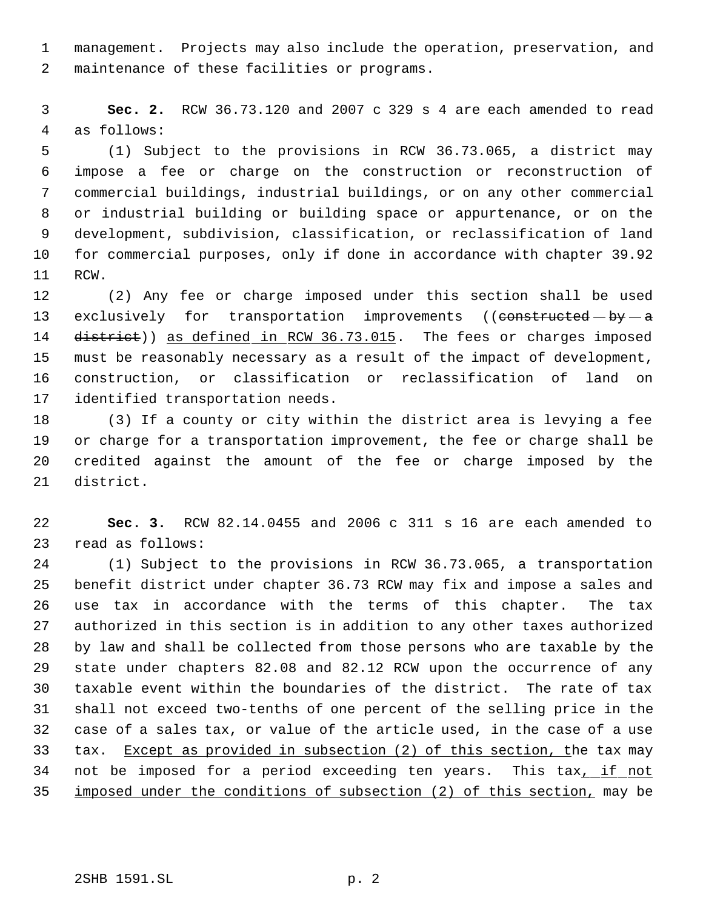management. Projects may also include the operation, preservation, and maintenance of these facilities or programs.

**Sec. 2.** RCW 36.73.120 and 2007 c 329 s 4 are each amended to read as follows:

(1) Subject to the provisions in RCW 36.73.065, a district may impose a fee or charge on the construction or reconstruction of commercial buildings, industrial buildings, or on any other commercial or industrial building or building space or appurtenance, or on the development, subdivision, classification, or reclassification of land for commercial purposes, only if done in accordance with chapter 39.92 RCW.

(2) Any fee or charge imposed under this section shall be used exclusively for transportation improvements ((~~constructed by a district~~)) <u>as defined in RCW 36.73.015</u>. The fees or charges imposed must be reasonably necessary as a result of the impact of development, construction, or classification or reclassification of land on identified transportation needs.

(3) If a county or city within the district area is levying a fee or charge for a transportation improvement, the fee or charge shall be credited against the amount of the fee or charge imposed by the district.

**Sec. 3.** RCW 82.14.0455 and 2006 c 311 s 16 are each amended to read as follows:

(1) Subject to the provisions in RCW 36.73.065, a transportation benefit district under chapter 36.73 RCW may fix and impose a sales and use tax in accordance with the terms of this chapter. The tax authorized in this section is in addition to any other taxes authorized by law and shall be collected from those persons who are taxable by the state under chapters 82.08 and 82.12 RCW upon the occurrence of any taxable event within the boundaries of the district. The rate of tax shall not exceed two-tenths of one percent of the selling price in the case of a sales tax, or value of the article used, in the case of a use tax. <u>Except as provided in subsection (2) of this section, t</u>he tax may not be imposed for a period exceeding ten years. This tax<u>, if not imposed under the conditions of subsection (2) of this section,</u> may be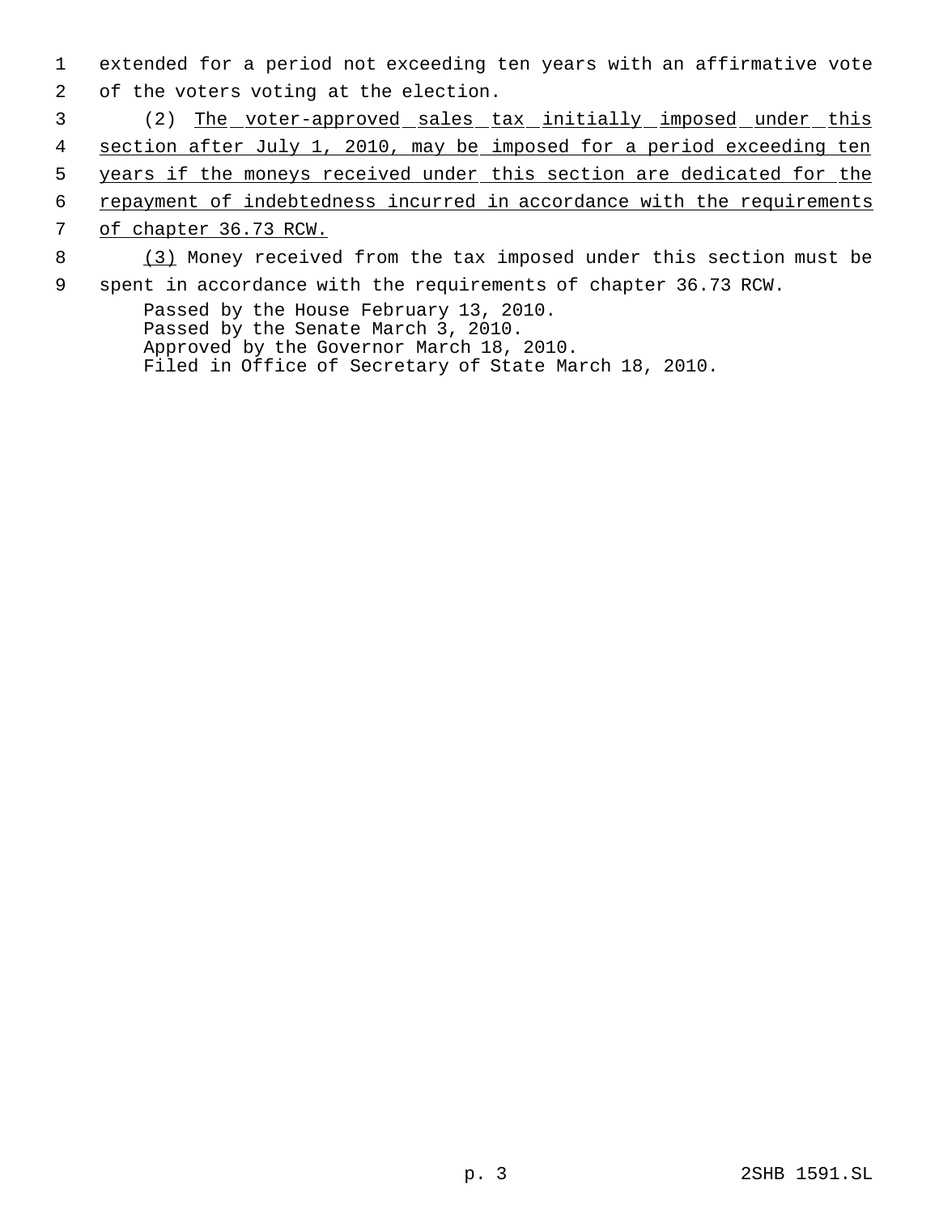extended for a period not exceeding ten years with an affirmative vote of the voters voting at the election.

(2) <u>The voter-approved sales tax initially imposed under this section after July 1, 2010, may be imposed for a period exceeding ten years if the moneys received under this section are dedicated for the repayment of indebtedness incurred in accordance with the requirements of chapter 36.73 RCW.</u>

<u>(3)</u> Money received from the tax imposed under this section must be spent in accordance with the requirements of chapter 36.73 RCW.

Passed by the House February 13, 2010.
Passed by the Senate March 3, 2010.
Approved by the Governor March 18, 2010.
Filed in Office of Secretary of State March 18, 2010.